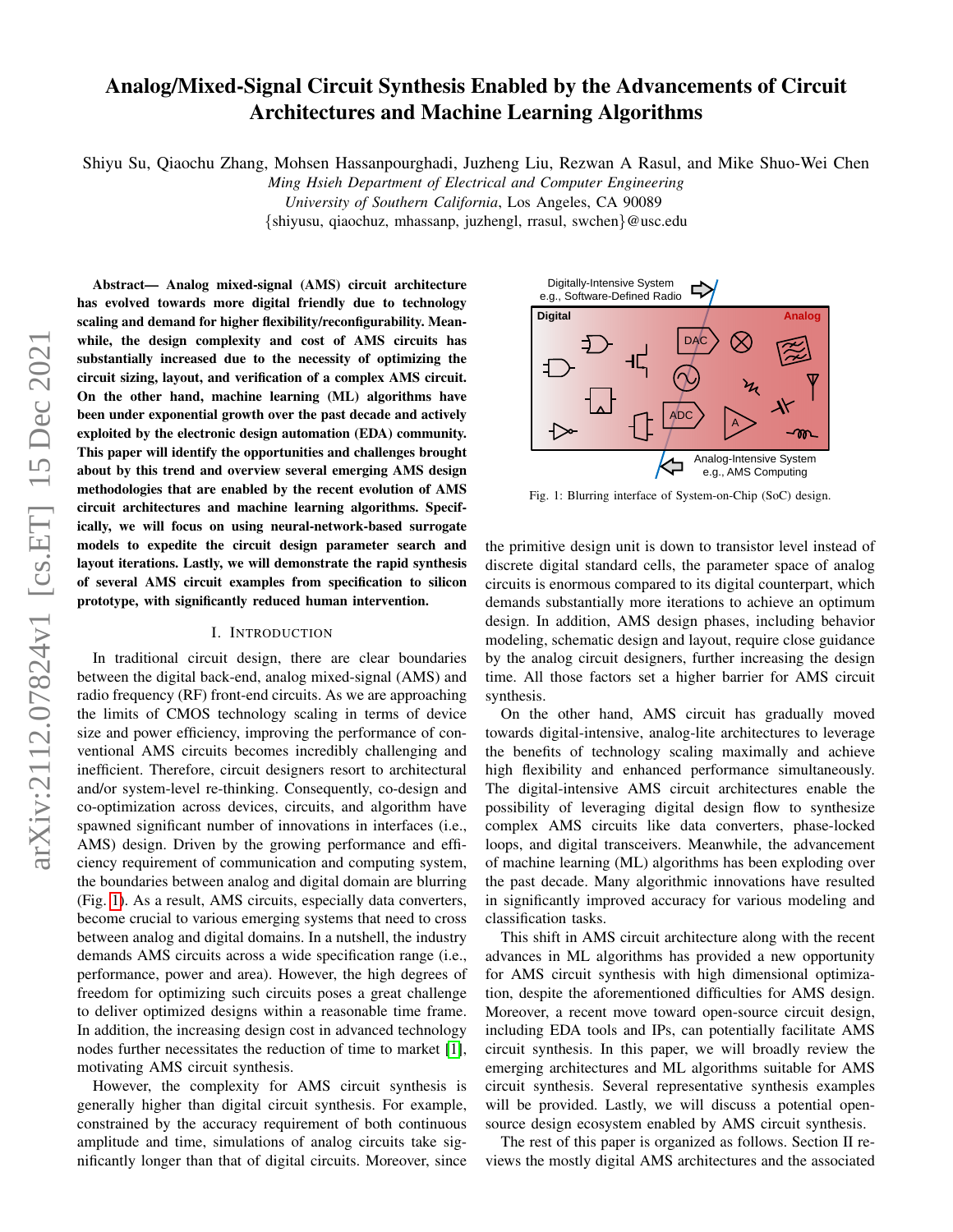# Analog/Mixed-Signal Circuit Synthesis Enabled by the Advancements of Circuit Architectures and Machine Learning Algorithms

Shiyu Su, Qiaochu Zhang, Mohsen Hassanpourghadi, Juzheng Liu, Rezwan A Rasul, and Mike Shuo-Wei Chen

*Ming Hsieh Department of Electrical and Computer Engineering*
*University of Southern California*, Los Angeles, CA 90089
{shiyusu, qiaochuz, mhassanp, juzhengl, rrasul, swchen}@usc.edu

**Abstract— Analog mixed-signal (AMS) circuit architecture has evolved towards more digital friendly due to technology scaling and demand for higher flexibility/reconfigurability. Meanwhile, the design complexity and cost of AMS circuits has substantially increased due to the necessity of optimizing the circuit sizing, layout, and verification of a complex AMS circuit. On the other hand, machine learning (ML) algorithms have been under exponential growth over the past decade and actively exploited by the electronic design automation (EDA) community. This paper will identify the opportunities and challenges brought about by this trend and overview several emerging AMS design methodologies that are enabled by the recent evolution of AMS circuit architectures and machine learning algorithms. Specifically, we will focus on using neural-network-based surrogate models to expedite the circuit design parameter search and layout iterations. Lastly, we will demonstrate the rapid synthesis of several AMS circuit examples from specification to silicon prototype, with significantly reduced human intervention.**

## I. Introduction

In traditional circuit design, there are clear boundaries between the digital back-end, analog mixed-signal (AMS) and radio frequency (RF) front-end circuits. As we are approaching the limits of CMOS technology scaling in terms of device size and power efficiency, improving the performance of conventional AMS circuits becomes incredibly challenging and inefficient. Therefore, circuit designers resort to architectural and/or system-level re-thinking. Consequently, co-design and co-optimization across devices, circuits, and algorithm have spawned significant number of innovations in interfaces (i.e., AMS) design. Driven by the growing performance and efficiency requirement of communication and computing system, the boundaries between analog and digital domain are blurring (Fig. 1). As a result, AMS circuits, especially data converters, become crucial to various emerging systems that need to cross between analog and digital domains. In a nutshell, the industry demands AMS circuits across a wide specification range (i.e., performance, power and area). However, the high degrees of freedom for optimizing such circuits poses a great challenge to deliver optimized designs within a reasonable time frame. In addition, the increasing design cost in advanced technology nodes further necessitates the reduction of time to market [1], motivating AMS circuit synthesis.

However, the complexity for AMS circuit synthesis is generally higher than digital circuit synthesis. For example, constrained by the accuracy requirement of both continuous amplitude and time, simulations of analog circuits take significantly longer than that of digital circuits. Moreover, since the primitive design unit is down to transistor level instead of discrete digital standard cells, the parameter space of analog circuits is enormous compared to its digital counterpart, which demands substantially more iterations to achieve an optimum design. In addition, AMS design phases, including behavior modeling, schematic design and layout, require close guidance by the analog circuit designers, further increasing the design time. All those factors set a higher barrier for AMS circuit synthesis.

Fig. 1: Blurring interface of System-on-Chip (SoC) design.

On the other hand, AMS circuit has gradually moved towards digital-intensive, analog-lite architectures to leverage the benefits of technology scaling maximally and achieve high flexibility and enhanced performance simultaneously. The digital-intensive AMS circuit architectures enable the possibility of leveraging digital design flow to synthesize complex AMS circuits like data converters, phase-locked loops, and digital transceivers. Meanwhile, the advancement of machine learning (ML) algorithms has been exploding over the past decade. Many algorithmic innovations have resulted in significantly improved accuracy for various modeling and classification tasks.

This shift in AMS circuit architecture along with the recent advances in ML algorithms has provided a new opportunity for AMS circuit synthesis with high dimensional optimization, despite the aforementioned difficulties for AMS design. Moreover, a recent move toward open-source circuit design, including EDA tools and IPs, can potentially facilitate AMS circuit synthesis. In this paper, we will broadly review the emerging architectures and ML algorithms suitable for AMS circuit synthesis. Several representative synthesis examples will be provided. Lastly, we will discuss a potential open-source design ecosystem enabled by AMS circuit synthesis.

The rest of this paper is organized as follows. Section II reviews the mostly digital AMS architectures and the associated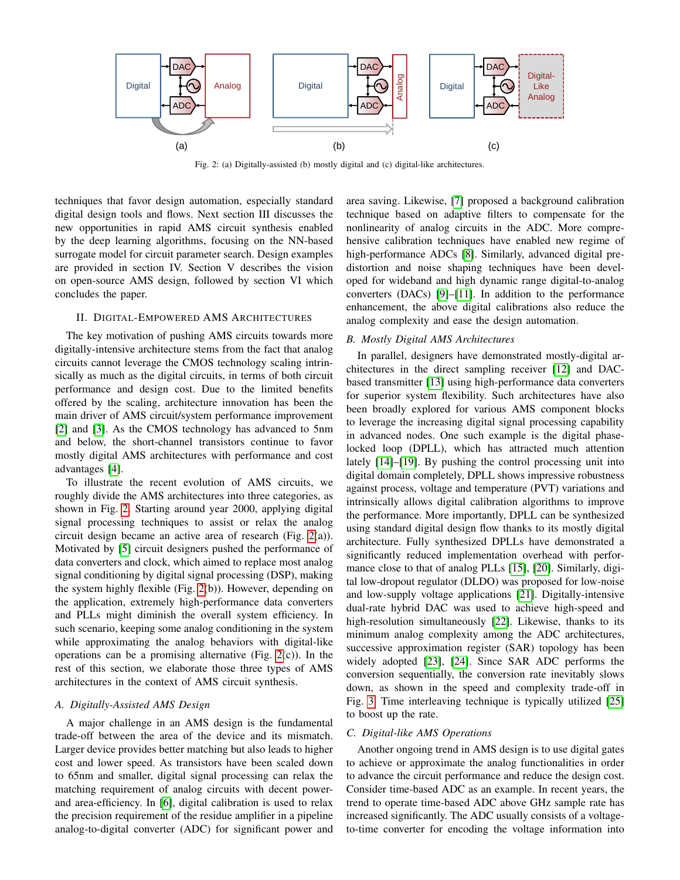Fig. 2: (a) Digitally-assisted (b) mostly digital and (c) digital-like architectures.

techniques that favor design automation, especially standard digital design tools and flows. Next section III discusses the new opportunities in rapid AMS circuit synthesis enabled by the deep learning algorithms, focusing on the NN-based surrogate model for circuit parameter search. Design examples are provided in section IV. Section V describes the vision on open-source AMS design, followed by section VI which concludes the paper.

## II. Digital-Empowered AMS Architectures

The key motivation of pushing AMS circuits towards more digitally-intensive architecture stems from the fact that analog circuits cannot leverage the CMOS technology scaling intrinsically as much as the digital circuits, in terms of both circuit performance and design cost. Due to the limited benefits offered by the scaling, architecture innovation has been the main driver of AMS circuit/system performance improvement [2] and [3]. As the CMOS technology has advanced to 5nm and below, the short-channel transistors continue to favor mostly digital AMS architectures with performance and cost advantages [4].

To illustrate the recent evolution of AMS circuits, we roughly divide the AMS architectures into three categories, as shown in Fig. 2. Starting around year 2000, applying digital signal processing techniques to assist or relax the analog circuit design became an active area of research (Fig. 2(a)). Motivated by [5] circuit designers pushed the performance of data converters and clock, which aimed to replace most analog signal conditioning by digital signal processing (DSP), making the system highly flexible (Fig. 2(b)). However, depending on the application, extremely high-performance data converters and PLLs might diminish the overall system efficiency. In such scenario, keeping some analog conditioning in the system while approximating the analog behaviors with digital-like operations can be a promising alternative (Fig. 2(c)). In the rest of this section, we elaborate those three types of AMS architectures in the context of AMS circuit synthesis.

### A. Digitally-Assisted AMS Design

A major challenge in an AMS design is the fundamental trade-off between the area of the device and its mismatch. Larger device provides better matching but also leads to higher cost and lower speed. As transistors have been scaled down to 65nm and smaller, digital signal processing can relax the matching requirement of analog circuits with decent power- and area-efficiency. In [6], digital calibration is used to relax the precision requirement of the residue amplifier in a pipeline analog-to-digital converter (ADC) for significant power and area saving. Likewise, [7] proposed a background calibration technique based on adaptive filters to compensate for the nonlinearity of analog circuits in the ADC. More comprehensive calibration techniques have enabled new regime of high-performance ADCs [8]. Similarly, advanced digital predistortion and noise shaping techniques have been developed for wideband and high dynamic range digital-to-analog converters (DACs) [9]–[11]. In addition to the performance enhancement, the above digital calibrations also reduce the analog complexity and ease the design automation.

### B. Mostly Digital AMS Architectures

In parallel, designers have demonstrated mostly-digital architectures in the direct sampling receiver [12] and DAC-based transmitter [13] using high-performance data converters for superior system flexibility. Such architectures have also been broadly explored for various AMS component blocks to leverage the increasing digital signal processing capability in advanced nodes. One such example is the digital phase-locked loop (DPLL), which has attracted much attention lately [14]–[19]. By pushing the control processing unit into digital domain completely, DPLL shows impressive robustness against process, voltage and temperature (PVT) variations and intrinsically allows digital calibration algorithms to improve the performance. More importantly, DPLL can be synthesized using standard digital design flow thanks to its mostly digital architecture. Fully synthesized DPLLs have demonstrated a significantly reduced implementation overhead with performance close to that of analog PLLs [15], [20]. Similarly, digital low-dropout regulator (DLDO) was proposed for low-noise and low-supply voltage applications [21]. Digitally-intensive dual-rate hybrid DAC was used to achieve high-speed and high-resolution simultaneously [22]. Likewise, thanks to its minimum analog complexity among the ADC architectures, successive approximation register (SAR) topology has been widely adopted [23], [24]. Since SAR ADC performs the conversion sequentially, the conversion rate inevitably slows down, as shown in the speed and complexity trade-off in Fig. 3. Time interleaving technique is typically utilized [25] to boost up the rate.

### C. Digital-like AMS Operations

Another ongoing trend in AMS design is to use digital gates to achieve or approximate the analog functionalities in order to advance the circuit performance and reduce the design cost. Consider time-based ADC as an example. In recent years, the trend to operate time-based ADC above GHz sample rate has increased significantly. The ADC usually consists of a voltage-to-time converter for encoding the voltage information into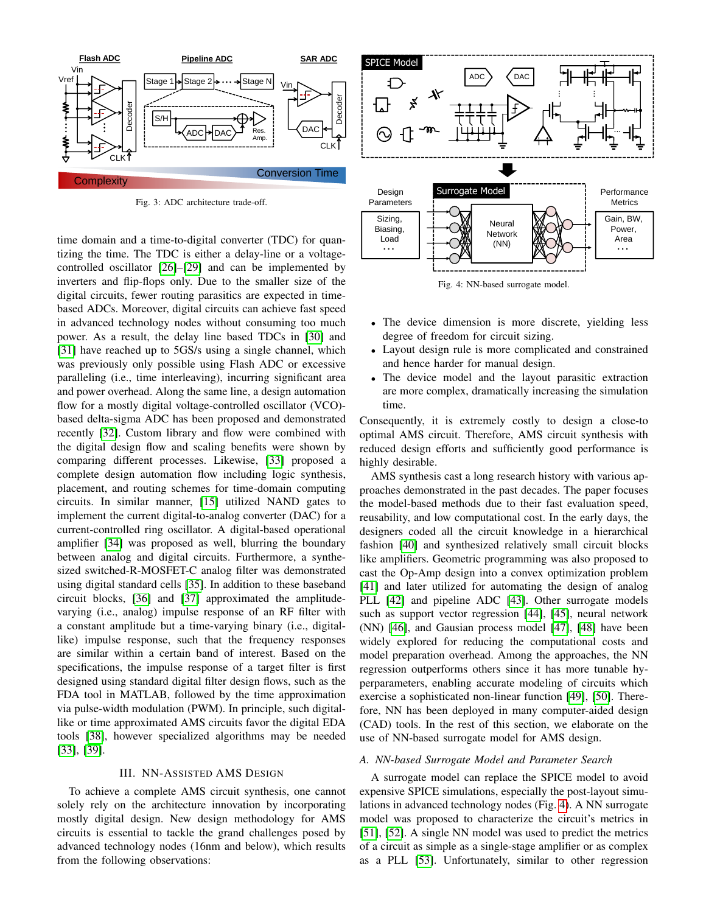Fig. 3: ADC architecture trade-off.

time domain and a time-to-digital converter (TDC) for quantizing the time. The TDC is either a delay-line or a voltage-controlled oscillator [26]–[29] and can be implemented by inverters and flip-flops only. Due to the smaller size of the digital circuits, fewer routing parasitics are expected in time-based ADCs. Moreover, digital circuits can achieve fast speed in advanced technology nodes without consuming too much power. As a result, the delay line based TDCs in [30] and [31] have reached up to 5GS/s using a single channel, which was previously only possible using Flash ADC or excessive paralleling (i.e., time interleaving), incurring significant area and power overhead. Along the same line, a design automation flow for a mostly digital voltage-controlled oscillator (VCO)-based delta-sigma ADC has been proposed and demonstrated recently [32]. Custom library and flow were combined with the digital design flow and scaling benefits were shown by comparing different processes. Likewise, [33] proposed a complete design automation flow including logic synthesis, placement, and routing schemes for time-domain computing circuits. In similar manner, [15] utilized NAND gates to implement the current digital-to-analog converter (DAC) for a current-controlled ring oscillator. A digital-based operational amplifier [34] was proposed as well, blurring the boundary between analog and digital circuits. Furthermore, a synthesized switched-R-MOSFET-C analog filter was demonstrated using digital standard cells [35]. In addition to these baseband circuit blocks, [36] and [37] approximated the amplitude-varying (i.e., analog) impulse response of an RF filter with a constant amplitude but a time-varying binary (i.e., digital-like) impulse response, such that the frequency responses are similar within a certain band of interest. Based on the specifications, the impulse response of a target filter is first designed using standard digital filter design flows, such as the FDA tool in MATLAB, followed by the time approximation via pulse-width modulation (PWM). In principle, such digital-like or time approximated AMS circuits favor the digital EDA tools [38], however specialized algorithms may be needed [33], [39].

## III. NN-Assisted AMS Design

To achieve a complete AMS circuit synthesis, one cannot solely rely on the architecture innovation by incorporating mostly digital design. New design methodology for AMS circuits is essential to tackle the grand challenges posed by advanced technology nodes (16nm and below), which results from the following observations:

Fig. 4: NN-based surrogate model.

- The device dimension is more discrete, yielding less degree of freedom for circuit sizing.
- Layout design rule is more complicated and constrained and hence harder for manual design.
- The device model and the layout parasitic extraction are more complex, dramatically increasing the simulation time.

Consequently, it is extremely costly to design a close-to optimal AMS circuit. Therefore, AMS circuit synthesis with reduced design efforts and sufficiently good performance is highly desirable.

AMS synthesis cast a long research history with various approaches demonstrated in the past decades. The paper focuses the model-based methods due to their fast evaluation speed, reusability, and low computational cost. In the early days, the designers coded all the circuit knowledge in a hierarchical fashion [40] and synthesized relatively small circuit blocks like amplifiers. Geometric programming was also proposed to cast the Op-Amp design into a convex optimization problem [41] and later utilized for automating the design of analog PLL [42] and pipeline ADC [43]. Other surrogate models such as support vector regression [44], [45], neural network (NN) [46], and Gausian process model [47], [48] have been widely explored for reducing the computational costs and model preparation overhead. Among the approaches, the NN regression outperforms others since it has more tunable hyperparameters, enabling accurate modeling of circuits which exercise a sophisticated non-linear function [49], [50]. Therefore, NN has been deployed in many computer-aided design (CAD) tools. In the rest of this section, we elaborate on the use of NN-based surrogate model for AMS design.

### *A. NN-based Surrogate Model and Parameter Search*

A surrogate model can replace the SPICE model to avoid expensive SPICE simulations, especially the post-layout simulations in advanced technology nodes (Fig. 4). A NN surrogate model was proposed to characterize the circuit's metrics in [51], [52]. A single NN model was used to predict the metrics of a circuit as simple as a single-stage amplifier or as complex as a PLL [53]. Unfortunately, similar to other regression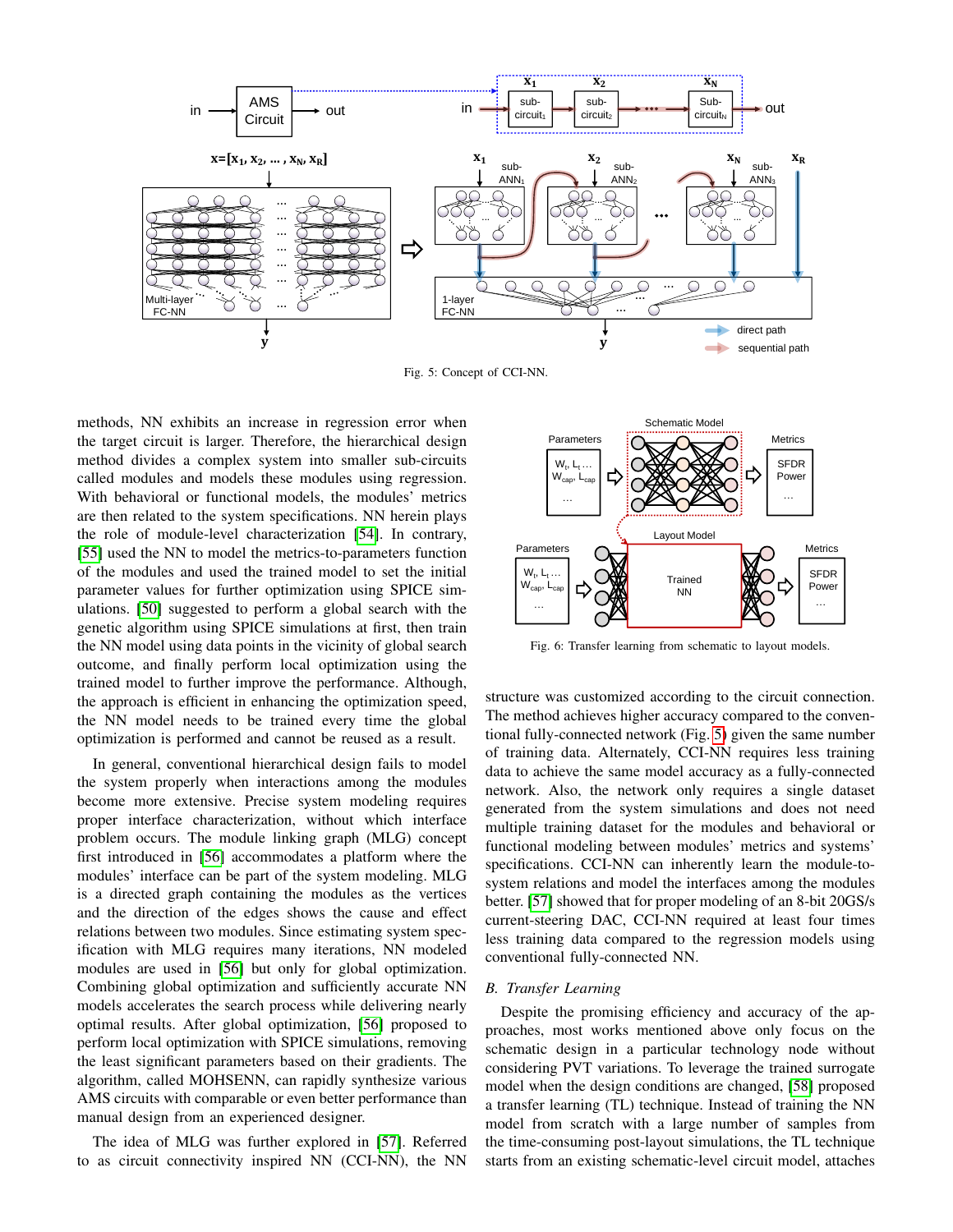Fig. 5: Concept of CCI-NN.

methods, NN exhibits an increase in regression error when the target circuit is larger. Therefore, the hierarchical design method divides a complex system into smaller sub-circuits called modules and models these modules using regression. With behavioral or functional models, the modules' metrics are then related to the system specifications. NN herein plays the role of module-level characterization [54]. In contrary, [55] used the NN to model the metrics-to-parameters function of the modules and used the trained model to set the initial parameter values for further optimization using SPICE simulations. [50] suggested to perform a global search with the genetic algorithm using SPICE simulations at first, then train the NN model using data points in the vicinity of global search outcome, and finally perform local optimization using the trained model to further improve the performance. Although, the approach is efficient in enhancing the optimization speed, the NN model needs to be trained every time the global optimization is performed and cannot be reused as a result.

In general, conventional hierarchical design fails to model the system properly when interactions among the modules become more extensive. Precise system modeling requires proper interface characterization, without which interface problem occurs. The module linking graph (MLG) concept first introduced in [56] accommodates a platform where the modules' interface can be part of the system modeling. MLG is a directed graph containing the modules as the vertices and the direction of the edges shows the cause and effect relations between two modules. Since estimating system specification with MLG requires many iterations, NN modeled modules are used in [56] but only for global optimization. Combining global optimization and sufficiently accurate NN models accelerates the search process while delivering nearly optimal results. After global optimization, [56] proposed to perform local optimization with SPICE simulations, removing the least significant parameters based on their gradients. The algorithm, called MOHSENN, can rapidly synthesize various AMS circuits with comparable or even better performance than manual design from an experienced designer.

The idea of MLG was further explored in [57]. Referred to as circuit connectivity inspired NN (CCI-NN), the NN structure was customized according to the circuit connection. The method achieves higher accuracy compared to the conventional fully-connected network (Fig. 5) given the same number of training data. Alternately, CCI-NN requires less training data to achieve the same model accuracy as a fully-connected network. Also, the network only requires a single dataset generated from the system simulations and does not need multiple training dataset for the modules and behavioral or functional modeling between modules' metrics and systems' specifications. CCI-NN can inherently learn the module-to-system relations and model the interfaces among the modules better. [57] showed that for proper modeling of an 8-bit 20GS/s current-steering DAC, CCI-NN required at least four times less training data compared to the regression models using conventional fully-connected NN.

Fig. 6: Transfer learning from schematic to layout models.

### *B. Transfer Learning*

Despite the promising efficiency and accuracy of the approaches, most works mentioned above only focus on the schematic design in a particular technology node without considering PVT variations. To leverage the trained surrogate model when the design conditions are changed, [58] proposed a transfer learning (TL) technique. Instead of training the NN model from scratch with a large number of samples from the time-consuming post-layout simulations, the TL technique starts from an existing schematic-level circuit model, attaches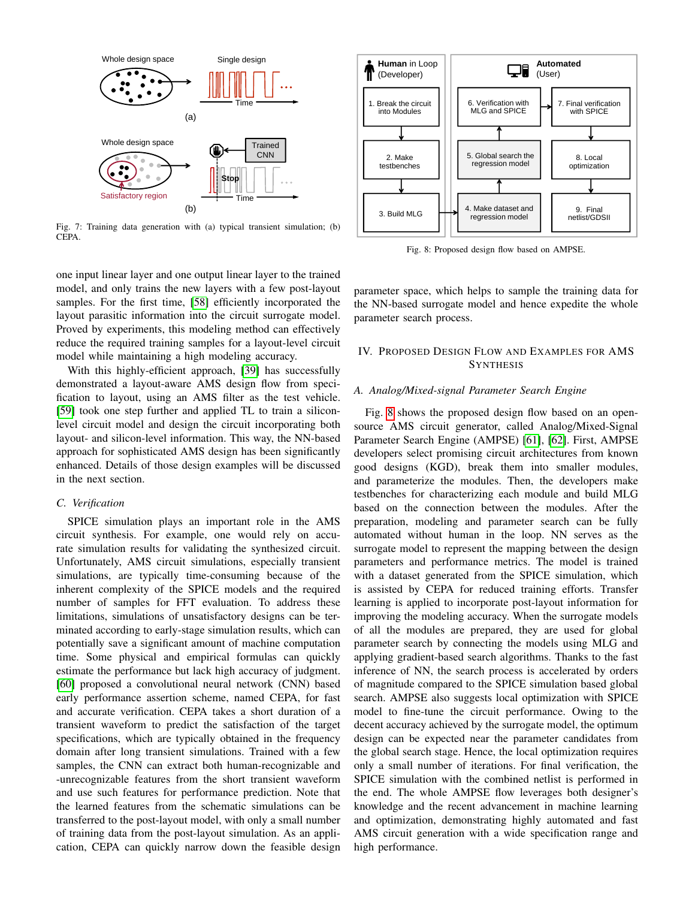Fig. 7: Training data generation with (a) typical transient simulation; (b) CEPA.

Fig. 8: Proposed design flow based on AMPSE.

one input linear layer and one output linear layer to the trained model, and only trains the new layers with a few post-layout samples. For the first time, [58] efficiently incorporated the layout parasitic information into the circuit surrogate model. Proved by experiments, this modeling method can effectively reduce the required training samples for a layout-level circuit model while maintaining a high modeling accuracy.

With this highly-efficient approach, [39] has successfully demonstrated a layout-aware AMS design flow from specification to layout, using an AMS filter as the test vehicle. [59] took one step further and applied TL to train a silicon-level circuit model and design the circuit incorporating both layout- and silicon-level information. This way, the NN-based approach for sophisticated AMS design has been significantly enhanced. Details of those design examples will be discussed in the next section.

### C. Verification

SPICE simulation plays an important role in the AMS circuit synthesis. For example, one would rely on accurate simulation results for validating the synthesized circuit. Unfortunately, AMS circuit simulations, especially transient simulations, are typically time-consuming because of the inherent complexity of the SPICE models and the required number of samples for FFT evaluation. To address these limitations, simulations of unsatisfactory designs can be terminated according to early-stage simulation results, which can potentially save a significant amount of machine computation time. Some physical and empirical formulas can quickly estimate the performance but lack high accuracy of judgment. [60] proposed a convolutional neural network (CNN) based early performance assertion scheme, named CEPA, for fast and accurate verification. CEPA takes a short duration of a transient waveform to predict the satisfaction of the target specifications, which are typically obtained in the frequency domain after long transient simulations. Trained with a few samples, the CNN can extract both human-recognizable and -unrecognizable features from the short transient waveform and use such features for performance prediction. Note that the learned features from the schematic simulations can be transferred to the post-layout model, with only a small number of training data from the post-layout simulation. As an application, CEPA can quickly narrow down the feasible design parameter space, which helps to sample the training data for the NN-based surrogate model and hence expedite the whole parameter search process.

## IV. Proposed Design Flow and Examples for AMS Synthesis

### A. Analog/Mixed-signal Parameter Search Engine

Fig. 8 shows the proposed design flow based on an open-source AMS circuit generator, called Analog/Mixed-Signal Parameter Search Engine (AMPSE) [61], [62]. First, AMPSE developers select promising circuit architectures from known good designs (KGD), break them into smaller modules, and parameterize the modules. Then, the developers make testbenches for characterizing each module and build MLG based on the connection between the modules. After the preparation, modeling and parameter search can be fully automated without human in the loop. NN serves as the surrogate model to represent the mapping between the design parameters and performance metrics. The model is trained with a dataset generated from the SPICE simulation, which is assisted by CEPA for reduced training efforts. Transfer learning is applied to incorporate post-layout information for improving the modeling accuracy. When the surrogate models of all the modules are prepared, they are used for global parameter search by connecting the models using MLG and applying gradient-based search algorithms. Thanks to the fast inference of NN, the search process is accelerated by orders of magnitude compared to the SPICE simulation based global search. AMPSE also suggests local optimization with SPICE model to fine-tune the circuit performance. Owing to the decent accuracy achieved by the surrogate model, the optimum design can be expected near the parameter candidates from the global search stage. Hence, the local optimization requires only a small number of iterations. For final verification, the SPICE simulation with the combined netlist is performed in the end. The whole AMPSE flow leverages both designer's knowledge and the recent advancement in machine learning and optimization, demonstrating highly automated and fast AMS circuit generation with a wide specification range and high performance.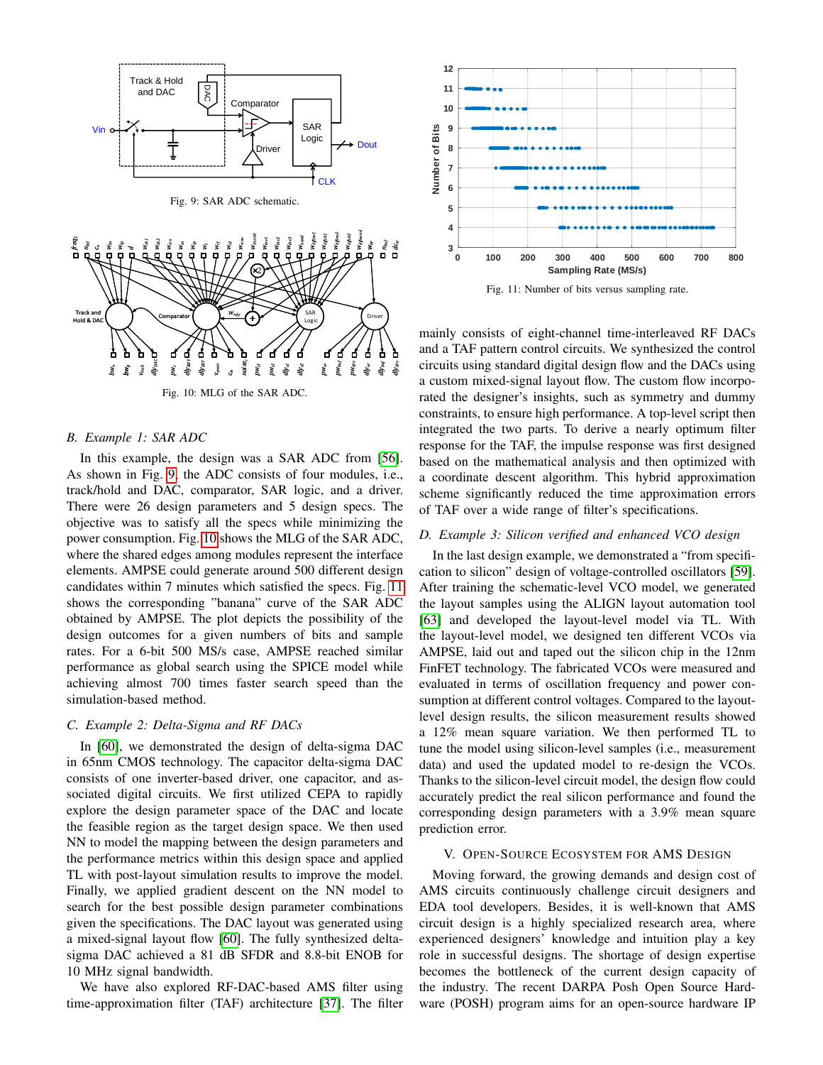Fig. 9: SAR ADC schematic.

Fig. 10: MLG of the SAR ADC.

Fig. 11: Number of bits versus sampling rate.

### B. Example 1: SAR ADC

In this example, the design was a SAR ADC from [56]. As shown in Fig. 9, the ADC consists of four modules, i.e., track/hold and DAC, comparator, SAR logic, and a driver. There were 26 design parameters and 5 design specs. The objective was to satisfy all the specs while minimizing the power consumption. Fig. 10 shows the MLG of the SAR ADC, where the shared edges among modules represent the interface elements. AMPSE could generate around 500 different design candidates within 7 minutes which satisfied the specs. Fig. 11 shows the corresponding "banana" curve of the SAR ADC obtained by AMPSE. The plot depicts the possibility of the design outcomes for a given numbers of bits and sample rates. For a 6-bit 500 MS/s case, AMPSE reached similar performance as global search using the SPICE model while achieving almost 700 times faster search speed than the simulation-based method.

### C. Example 2: Delta-Sigma and RF DACs

In [60], we demonstrated the design of delta-sigma DAC in 65nm CMOS technology. The capacitor delta-sigma DAC consists of one inverter-based driver, one capacitor, and associated digital circuits. We first utilized CEPA to rapidly explore the design parameter space of the DAC and locate the feasible region as the target design space. We then used NN to model the mapping between the design parameters and the performance metrics within this design space and applied TL with post-layout simulation results to improve the model. Finally, we applied gradient descent on the NN model to search for the best possible design parameter combinations given the specifications. The DAC layout was generated using a mixed-signal layout flow [60]. The fully synthesized delta-sigma DAC achieved a 81 dB SFDR and 8.8-bit ENOB for 10 MHz signal bandwidth.

We have also explored RF-DAC-based AMS filter using time-approximation filter (TAF) architecture [37]. The filter mainly consists of eight-channel time-interleaved RF DACs and a TAF pattern control circuits. We synthesized the control circuits using standard digital design flow and the DACs using a custom mixed-signal layout flow. The custom flow incorporated the designer's insights, such as symmetry and dummy constraints, to ensure high performance. A top-level script then integrated the two parts. To derive a nearly optimum filter response for the TAF, the impulse response was first designed based on the mathematical analysis and then optimized with a coordinate descent algorithm. This hybrid approximation scheme significantly reduced the time approximation errors of TAF over a wide range of filter's specifications.

### D. Example 3: Silicon verified and enhanced VCO design

In the last design example, we demonstrated a "from specification to silicon" design of voltage-controlled oscillators [59]. After training the schematic-level VCO model, we generated the layout samples using the ALIGN layout automation tool [63] and developed the layout-level model via TL. With the layout-level model, we designed ten different VCOs via AMPSE, laid out and taped out the silicon chip in the 12nm FinFET technology. The fabricated VCOs were measured and evaluated in terms of oscillation frequency and power consumption at different control voltages. Compared to the layout-level design results, the silicon measurement results showed a 12% mean square variation. We then performed TL to tune the model using silicon-level samples (i.e., measurement data) and used the updated model to re-design the VCOs. Thanks to the silicon-level circuit model, the design flow could accurately predict the real silicon performance and found the corresponding design parameters with a 3.9% mean square prediction error.

## V. Open-Source Ecosystem for AMS Design

Moving forward, the growing demands and design cost of AMS circuits continuously challenge circuit designers and EDA tool developers. Besides, it is well-known that AMS circuit design is a highly specialized research area, where experienced designers' knowledge and intuition play a key role in successful designs. The shortage of design expertise becomes the bottleneck of the current design capacity of the industry. The recent DARPA Posh Open Source Hardware (POSH) program aims for an open-source hardware IP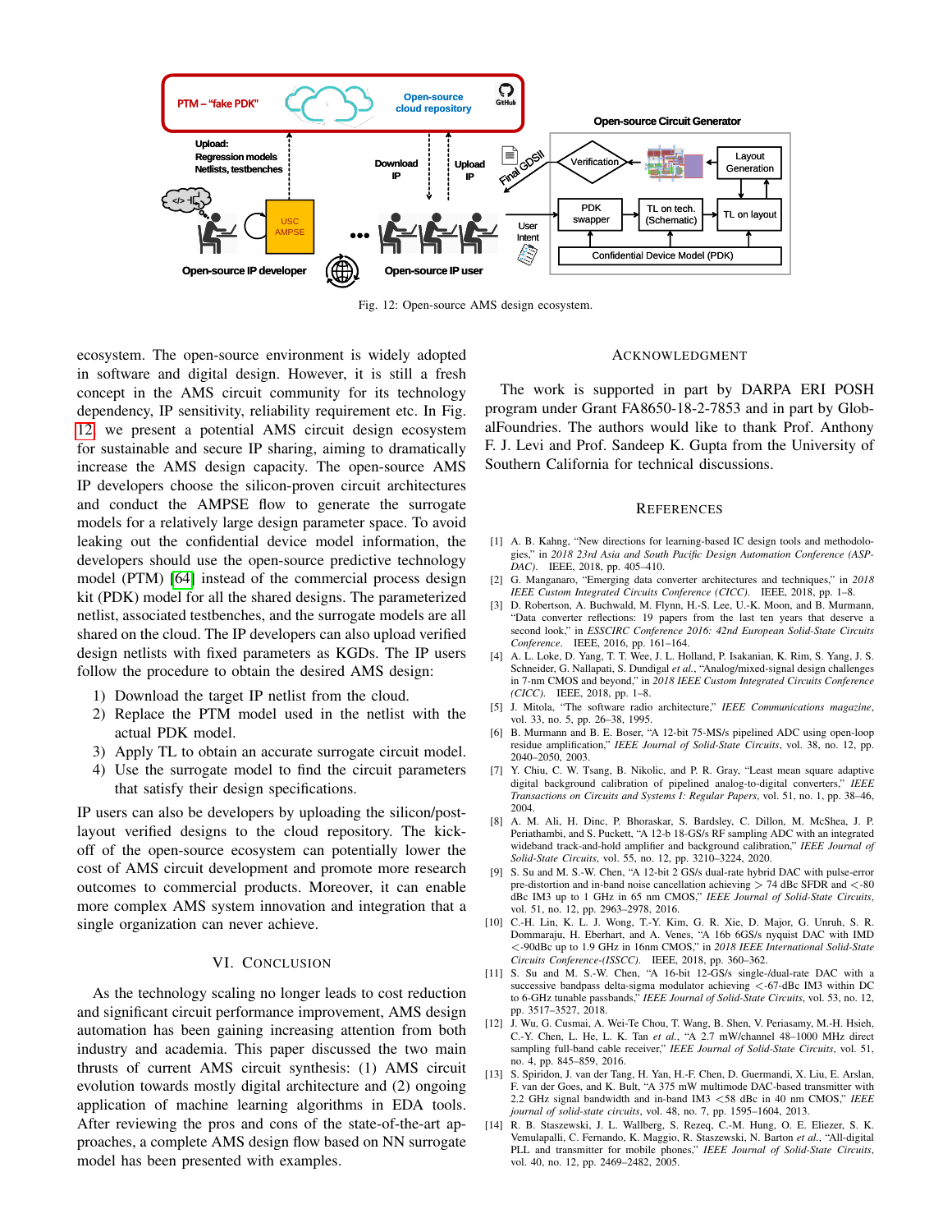Fig. 12: Open-source AMS design ecosystem.

ecosystem. The open-source environment is widely adopted in software and digital design. However, it is still a fresh concept in the AMS circuit community for its technology dependency, IP sensitivity, reliability requirement etc. In Fig. 12 we present a potential AMS circuit design ecosystem for sustainable and secure IP sharing, aiming to dramatically increase the AMS design capacity. The open-source AMS IP developers choose the silicon-proven circuit architectures and conduct the AMPSE flow to generate the surrogate models for a relatively large design parameter space. To avoid leaking out the confidential device model information, the developers should use the open-source predictive technology model (PTM) [64] instead of the commercial process design kit (PDK) model for all the shared designs. The parameterized netlist, associated testbenches, and the surrogate models are all shared on the cloud. The IP developers can also upload verified design netlists with fixed parameters as KGDs. The IP users follow the procedure to obtain the desired AMS design:

1) Download the target IP netlist from the cloud.
2) Replace the PTM model used in the netlist with the actual PDK model.
3) Apply TL to obtain an accurate surrogate circuit model.
4) Use the surrogate model to find the circuit parameters that satisfy their design specifications.

IP users can also be developers by uploading the silicon/post-layout verified designs to the cloud repository. The kick-off of the open-source ecosystem can potentially lower the cost of AMS circuit development and promote more research outcomes to commercial products. Moreover, it can enable more complex AMS system innovation and integration that a single organization can never achieve.

## VI. Conclusion

As the technology scaling no longer leads to cost reduction and significant circuit performance improvement, AMS design automation has been gaining increasing attention from both industry and academia. This paper discussed the two main thrusts of current AMS circuit synthesis: (1) AMS circuit evolution towards mostly digital architecture and (2) ongoing application of machine learning algorithms in EDA tools. After reviewing the pros and cons of the state-of-the-art approaches, a complete AMS design flow based on NN surrogate model has been presented with examples.

## Acknowledgment

The work is supported in part by DARPA ERI POSH program under Grant FA8650-18-2-7853 and in part by GlobalFoundries. The authors would like to thank Prof. Anthony F. J. Levi and Prof. Sandeep K. Gupta from the University of Southern California for technical discussions.

## References

[1] A. B. Kahng, "New directions for learning-based IC design tools and methodologies," in *2018 23rd Asia and South Pacific Design Automation Conference (ASP-DAC)*. IEEE, 2018, pp. 405–410.

[2] G. Manganaro, "Emerging data converter architectures and techniques," in *2018 IEEE Custom Integrated Circuits Conference (CICC)*. IEEE, 2018, pp. 1–8.

[3] D. Robertson, A. Buchwald, M. Flynn, H.-S. Lee, U.-K. Moon, and B. Murmann, "Data converter reflections: 19 papers from the last ten years that deserve a second look," in *ESSCIRC Conference 2016: 42nd European Solid-State Circuits Conference*. IEEE, 2016, pp. 161–164.

[4] A. L. Loke, D. Yang, T. T. Wee, J. L. Holland, P. Isakanian, K. Rim, S. Yang, J. S. Schneider, G. Nallapati, S. Dundigal *et al.*, "Analog/mixed-signal design challenges in 7-nm CMOS and beyond," in *2018 IEEE Custom Integrated Circuits Conference (CICC)*. IEEE, 2018, pp. 1–8.

[5] J. Mitola, "The software radio architecture," *IEEE Communications magazine*, vol. 33, no. 5, pp. 26–38, 1995.

[6] B. Murmann and B. E. Boser, "A 12-bit 75-MS/s pipelined ADC using open-loop residue amplification," *IEEE Journal of Solid-State Circuits*, vol. 38, no. 12, pp. 2040–2050, 2003.

[7] Y. Chiu, C. W. Tsang, B. Nikolic, and P. R. Gray, "Least mean square adaptive digital background calibration of pipelined analog-to-digital converters," *IEEE Transactions on Circuits and Systems I: Regular Papers*, vol. 51, no. 1, pp. 38–46, 2004.

[8] A. M. Ali, H. Dinc, P. Bhoraskar, S. Bardsley, C. Dillon, M. McShea, J. P. Periathambi, and S. Puckett, "A 12-b 18-GS/s RF sampling ADC with an integrated wideband track-and-hold amplifier and background calibration," *IEEE Journal of Solid-State Circuits*, vol. 55, no. 12, pp. 3210–3224, 2020.

[9] S. Su and M. S.-W. Chen, "A 12-bit 2 GS/s dual-rate hybrid DAC with pulse-error pre-distortion and in-band noise cancellation achieving > 74 dBc SFDR and <-80 dBc IM3 up to 1 GHz in 65 nm CMOS," *IEEE Journal of Solid-State Circuits*, vol. 51, no. 12, pp. 2963–2978, 2016.

[10] C.-H. Lin, K. L. J. Wong, T.-Y. Kim, G. R. Xie, D. Major, G. Unruh, S. R. Dommaraju, H. Eberhart, and A. Venes, "A 16b 6GS/s nyquist DAC with IMD <-90dBc up to 1.9 GHz in 16nm CMOS," in *2018 IEEE International Solid-State Circuits Conference-(ISSCC)*. IEEE, 2018, pp. 360–362.

[11] S. Su and M. S.-W. Chen, "A 16-bit 12-GS/s single-/dual-rate DAC with a successive bandpass delta-sigma modulator achieving <-67-dBc IM3 within DC to 6-GHz tunable passbands," *IEEE Journal of Solid-State Circuits*, vol. 53, no. 12, pp. 3517–3527, 2018.

[12] J. Wu, G. Cusmai, A. Wei-Te Chou, T. Wang, B. Shen, V. Periasamy, M.-H. Hsieh, C.-Y. Chen, L. He, L. K. Tan *et al.*, "A 2.7 mW/channel 48–1000 MHz direct sampling full-band cable receiver," *IEEE Journal of Solid-State Circuits*, vol. 51, no. 4, pp. 845–859, 2016.

[13] S. Spiridon, J. van der Tang, H. Yan, H.-F. Chen, D. Guermandi, X. Liu, E. Arslan, F. van der Goes, and K. Bult, "A 375 mW multimode DAC-based transmitter with 2.2 GHz signal bandwidth and in-band IM3 <58 dBc in 40 nm CMOS," *IEEE journal of solid-state circuits*, vol. 48, no. 7, pp. 1595–1604, 2013.

[14] R. B. Staszewski, J. L. Wallberg, S. Rezeq, C.-M. Hung, O. E. Eliezer, S. K. Vemulapalli, C. Fernando, K. Maggio, R. Staszewski, N. Barton *et al.*, "All-digital PLL and transmitter for mobile phones," *IEEE Journal of Solid-State Circuits*, vol. 40, no. 12, pp. 2469–2482, 2005.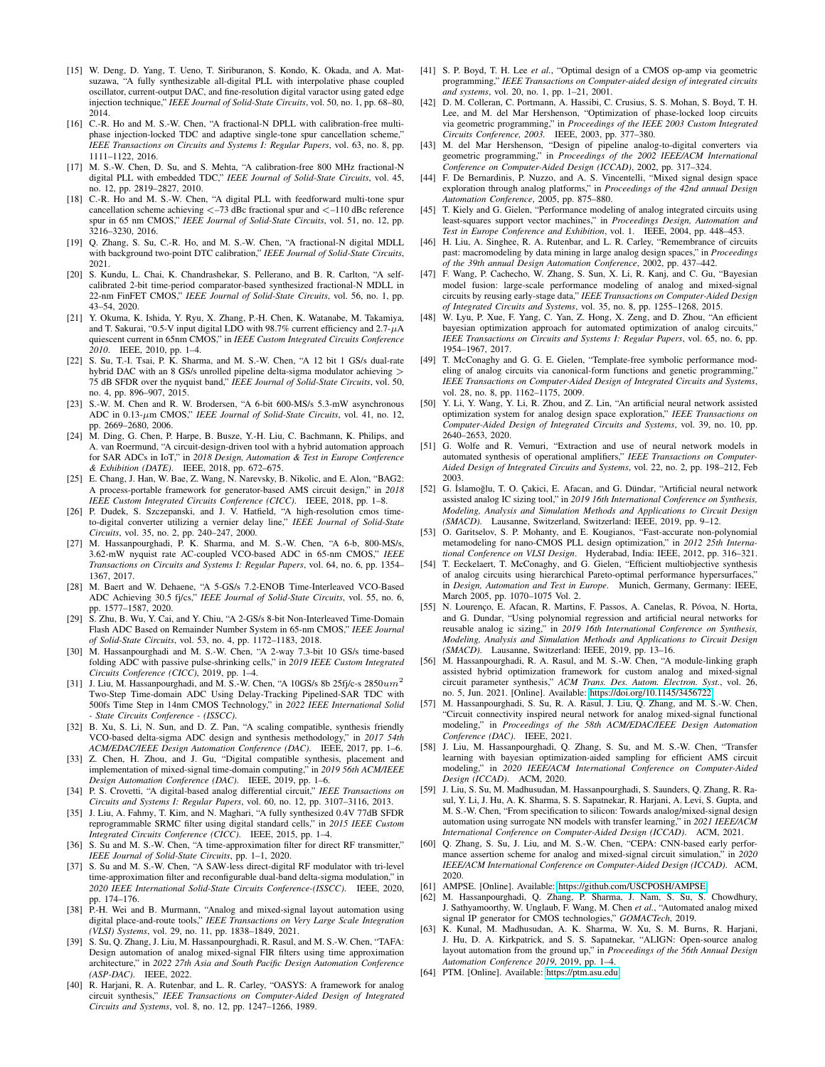[15] W. Deng, D. Yang, T. Ueno, T. Siriburanon, S. Kondo, K. Okada, and A. Matsuzawa, "A fully synthesizable all-digital PLL with interpolative phase coupled oscillator, current-output DAC, and fine-resolution digital varactor using gated edge injection technique," *IEEE Journal of Solid-State Circuits*, vol. 50, no. 1, pp. 68–80, 2014.

[16] C.-R. Ho and M. S.-W. Chen, "A fractional-N DPLL with calibration-free multi-phase injection-locked TDC and adaptive single-tone spur cancellation scheme," *IEEE Transactions on Circuits and Systems I: Regular Papers*, vol. 63, no. 8, pp. 1111–1122, 2016.

[17] M. S.-W. Chen, D. Su, and S. Mehta, "A calibration-free 800 MHz fractional-N digital PLL with embedded TDC," *IEEE Journal of Solid-State Circuits*, vol. 45, no. 12, pp. 2819–2827, 2010.

[18] C.-R. Ho and M. S.-W. Chen, "A digital PLL with feedforward multi-tone spur cancellation scheme achieving <–73 dBc fractional spur and <–110 dBc reference spur in 65 nm CMOS," *IEEE Journal of Solid-State Circuits*, vol. 51, no. 12, pp. 3216–3230, 2016.

[19] Q. Zhang, S. Su, C.-R. Ho, and M. S.-W. Chen, "A fractional-N digital MDLL with background two-point DTC calibration," *IEEE Journal of Solid-State Circuits*, 2021.

[20] S. Kundu, L. Chai, K. Chandrashekar, S. Pellerano, and B. R. Carlton, "A self-calibrated 2-bit time-period comparator-based synthesized fractional-N MDLL in 22-nm FinFET CMOS," *IEEE Journal of Solid-State Circuits*, vol. 56, no. 1, pp. 43–54, 2020.

[21] Y. Okuma, K. Ishida, Y. Ryu, X. Zhang, P.-H. Chen, K. Watanabe, M. Takamiya, and T. Sakurai, "0.5-V input digital LDO with 98.7% current efficiency and 2.7-$\mu$A quiescent current in 65nm CMOS," in *IEEE Custom Integrated Circuits Conference 2010*. IEEE, 2010, pp. 1–4.

[22] S. Su, T.-I. Tsai, P. K. Sharma, and M. S.-W. Chen, "A 12 bit 1 GS/s dual-rate hybrid DAC with an 8 GS/s unrolled pipeline delta-sigma modulator achieving > 75 dB SFDR over the nyquist band," *IEEE Journal of Solid-State Circuits*, vol. 50, no. 4, pp. 896–907, 2015.

[23] S.-W. M. Chen and R. W. Brodersen, "A 6-bit 600-MS/s 5.3-mW asynchronous ADC in 0.13-$\mu$m CMOS," *IEEE Journal of Solid-State Circuits*, vol. 41, no. 12, pp. 2669–2680, 2006.

[24] M. Ding, G. Chen, P. Harpe, B. Busze, Y.-H. Liu, C. Bachmann, K. Philips, and A. van Roermund, "A circuit-design-driven tool with a hybrid automation approach for SAR ADCs in IoT," in *2018 Design, Automation & Test in Europe Conference & Exhibition (DATE)*. IEEE, 2018, pp. 672–675.

[25] E. Chang, J. Han, W. Bae, Z. Wang, N. Narevsky, B. Nikolic, and E. Alon, "BAG2: A process-portable framework for generator-based AMS circuit design," in *2018 IEEE Custom Integrated Circuits Conference (CICC)*. IEEE, 2018, pp. 1–8.

[26] P. Dudek, S. Szczepanski, and J. V. Hatfield, "A high-resolution cmos time-to-digital converter utilizing a vernier delay line," *IEEE Journal of Solid-State Circuits*, vol. 35, no. 2, pp. 240–247, 2000.

[27] M. Hassanpourghadi, P. K. Sharma, and M. S.-W. Chen, "A 6-b, 800-MS/s, 3.62-mW nyquist rate AC-coupled VCO-based ADC in 65-nm CMOS," *IEEE Transactions on Circuits and Systems I: Regular Papers*, vol. 64, no. 6, pp. 1354–1367, 2017.

[28] M. Baert and W. Dehaene, "A 5-GS/s 7.2-ENOB Time-Interleaved VCO-Based ADC Achieving 30.5 fJ/cs," *IEEE Journal of Solid-State Circuits*, vol. 55, no. 6, pp. 1577–1587, 2020.

[29] S. Zhu, B. Wu, Y. Cai, and Y. Chiu, "A 2-GS/s 8-bit Non-Interleaved Time-Domain Flash ADC Based on Remainder Number System in 65-nm CMOS," *IEEE Journal of Solid-State Circuits*, vol. 53, no. 4, pp. 1172–1183, 2018.

[30] M. Hassanpourghadi and M. S.-W. Chen, "A 2-way 7.3-bit 10 GS/s time-based folding ADC with passive pulse-shrinking cells," in *2019 IEEE Custom Integrated Circuits Conference (CICC)*, 2019, pp. 1–4.

[31] J. Liu, M. Hassanpourghadi, and M. S.-W. Chen, "A 10GS/s 8b 25fJ/c-s 2850$um^2$ Two-Step Time-domain ADC Using Delay-Tracking Pipelined-SAR TDC with 500fs Time Step in 14nm CMOS Technology," in *2022 IEEE International Solid - State Circuits Conference - (ISSCC)*.

[32] B. Xu, S. Li, N. Sun, and D. Z. Pan, "A scaling compatible, synthesis friendly VCO-based delta-sigma ADC design and synthesis methodology," in *2017 54th ACM/EDAC/IEEE Design Automation Conference (DAC)*. IEEE, 2017, pp. 1–6.

[33] Z. Chen, H. Zhou, and J. Gu, "Digital compatible synthesis, placement and implementation of mixed-signal time-domain computing," in *2019 56th ACM/IEEE Design Automation Conference (DAC)*. IEEE, 2019, pp. 1–6.

[34] P. S. Crovetti, "A digital-based analog differential circuit," *IEEE Transactions on Circuits and Systems I: Regular Papers*, vol. 60, no. 12, pp. 3107–3116, 2013.

[35] J. Liu, A. Fahmy, T. Kim, and N. Maghari, "A fully synthesized 0.4V 77dB SFDR reprogrammable SRMC filter using digital standard cells," in *2015 IEEE Custom Integrated Circuits Conference (CICC)*. IEEE, 2015, pp. 1–4.

[36] S. Su and M. S.-W. Chen, "A time-approximation filter for direct RF transmitter," *IEEE Journal of Solid-State Circuits*, pp. 1–1, 2020.

[37] S. Su and M. S.-W. Chen, "A SAW-less direct-digital RF modulator with tri-level time-approximation filter and reconfigurable dual-band delta-sigma modulation," in *2020 IEEE International Solid-State Circuits Conference-(ISSCC)*. IEEE, 2020, pp. 174–176.

[38] P.-H. Wei and B. Murmann, "Analog and mixed-signal layout automation using digital place-and-route tools," *IEEE Transactions on Very Large Scale Integration (VLSI) Systems*, vol. 29, no. 11, pp. 1838–1849, 2021.

[39] S. Su, Q. Zhang, J. Liu, M. Hassanpourghadi, R. Rasul, and M. S.-W. Chen, "TAFA: Design automation of analog mixed-signal FIR filters using time approximation architecture," in *2022 27th Asia and South Pacific Design Automation Conference (ASP-DAC)*. IEEE, 2022.

[40] R. Harjani, R. A. Rutenbar, and L. R. Carley, "OASYS: A framework for analog circuit synthesis," *IEEE Transactions on Computer-Aided Design of Integrated Circuits and Systems*, vol. 8, no. 12, pp. 1247–1266, 1989.

[41] S. P. Boyd, T. H. Lee *et al.*, "Optimal design of a CMOS op-amp via geometric programming," *IEEE Transactions on Computer-aided design of integrated circuits and systems*, vol. 20, no. 1, pp. 1–21, 2001.

[42] D. M. Colleran, C. Portmann, A. Hassibi, C. Crusius, S. S. Mohan, S. Boyd, T. H. Lee, and M. del Mar Hershenson, "Optimization of phase-locked loop circuits via geometric programming," in *Proceedings of the IEEE 2003 Custom Integrated Circuits Conference, 2003.* IEEE, 2003, pp. 377–380.

[43] M. del Mar Hershenson, "Design of pipeline analog-to-digital converters via geometric programming," in *Proceedings of the 2002 IEEE/ACM International Conference on Computer-Aided Design (ICCAD)*, 2002, pp. 317–324.

[44] F. De Bernardinis, P. Nuzzo, and A. S. Vincentelli, "Mixed signal design space exploration through analog platforms," in *Proceedings of the 42nd annual Design Automation Conference*, 2005, pp. 875–880.

[45] T. Kiely and G. Gielen, "Performance modeling of analog integrated circuits using least-squares support vector machines," in *Proceedings Design, Automation and Test in Europe Conference and Exhibition*, vol. 1. IEEE, 2004, pp. 448–453.

[46] H. Liu, A. Singhee, R. A. Rutenbar, and L. R. Carley, "Remembrance of circuits past: macromodeling by data mining in large analog design spaces," in *Proceedings of the 39th annual Design Automation Conference*, 2002, pp. 437–442.

[47] F. Wang, P. Cachecho, W. Zhang, S. Sun, X. Li, R. Kanj, and C. Gu, "Bayesian model fusion: large-scale performance modeling of analog and mixed-signal circuits by reusing early-stage data," *IEEE Transactions on Computer-Aided Design of Integrated Circuits and Systems*, vol. 35, no. 8, pp. 1255–1268, 2015.

[48] W. Lyu, P. Xue, F. Yang, C. Yan, Z. Hong, X. Zeng, and D. Zhou, "An efficient bayesian optimization approach for automated optimization of analog circuits," *IEEE Transactions on Circuits and Systems I: Regular Papers*, vol. 65, no. 6, pp. 1954–1967, 2017.

[49] T. McConaghy and G. G. E. Gielen, "Template-free symbolic performance modeling of analog circuits via canonical-form functions and genetic programming," *IEEE Transactions on Computer-Aided Design of Integrated Circuits and Systems*, vol. 28, no. 8, pp. 1162–1175, 2009.

[50] Y. Li, Y. Wang, Y. Li, R. Zhou, and Z. Lin, "An artificial neural network assisted optimization system for analog design space exploration," *IEEE Transactions on Computer-Aided Design of Integrated Circuits and Systems*, vol. 39, no. 10, pp. 2640–2653, 2020.

[51] G. Wolfe and R. Vemuri, "Extraction and use of neural network models in automated synthesis of operational amplifiers," *IEEE Transactions on Computer-Aided Design of Integrated Circuits and Systems*, vol. 22, no. 2, pp. 198–212, Feb 2003.

[52] G. İslamoğlu, T. O. Çakici, E. Afacan, and G. Dündar, "Artificial neural network assisted analog IC sizing tool," in *2019 16th International Conference on Synthesis, Modeling, Analysis and Simulation Methods and Applications to Circuit Design (SMACD)*. Lausanne, Switzerland, Switzerland: IEEE, 2019, pp. 9–12.

[53] O. Garitselov, S. P. Mohanty, and E. Kougianos, "Fast-accurate non-polynomial metamodeling for nano-CMOS PLL design optimization," in *2012 25th International Conference on VLSI Design*. Hyderabad, India: IEEE, 2012, pp. 316–321.

[54] T. Eeckelaert, T. McConaghy, and G. Gielen, "Efficient multiobjective synthesis of analog circuits using hierarchical Pareto-optimal performance hypersurfaces," in *Design, Automation and Test in Europe*. Munich, Germany, Germany: IEEE, March 2005, pp. 1070–1075 Vol. 2.

[55] N. Lourenço, E. Afacan, R. Martins, F. Passos, A. Canelas, R. Póvoa, N. Horta, and G. Dundar, "Using polynomial regression and artificial neural networks for reusable analog ic sizing," in *2019 16th International Conference on Synthesis, Modeling, Analysis and Simulation Methods and Applications to Circuit Design (SMACD)*. Lausanne, Switzerland: IEEE, 2019, pp. 13–16.

[56] M. Hassanpourghadi, R. A. Rasul, and M. S.-W. Chen, "A module-linking graph assisted hybrid optimization framework for custom analog and mixed-signal circuit parameter synthesis," *ACM Trans. Des. Autom. Electron. Syst.*, vol. 26, no. 5, Jun. 2021. [Online]. Available: https://doi.org/10.1145/3456722

[57] M. Hassanpourghadi, S. Su, R. A. Rasul, J. Liu, Q. Zhang, and M. S.-W. Chen, "Circuit connectivity inspired neural network for analog mixed-signal functional modeling," in *Proceedings of the 58th ACM/EDAC/IEEE Design Automation Conference (DAC)*. IEEE, 2021.

[58] J. Liu, M. Hassanpourghadi, Q. Zhang, S. Su, and M. S.-W. Chen, "Transfer learning with bayesian optimization-aided sampling for efficient AMS circuit modeling," in *2020 IEEE/ACM International Conference on Computer-Aided Design (ICCAD)*. ACM, 2020.

[59] J. Liu, S. Su, M. Madhusudan, M. Hassanpourghadi, S. Saunders, Q. Zhang, R. Rasul, Y. Li, J. Hu, A. K. Sharma, S. S. Sapatnekar, R. Harjani, A. Levi, S. Gupta, and M. S.-W. Chen, "From specification to silicon: Towards analog/mixed-signal design automation using surrogate NN models with transfer learning," in *2021 IEEE/ACM International Conference on Computer-Aided Design (ICCAD)*. ACM, 2021.

[60] Q. Zhang, S. Su, J. Liu, and M. S.-W. Chen, "CEPA: CNN-based early performance assertion scheme for analog and mixed-signal circuit simulation," in *2020 IEEE/ACM International Conference on Computer-Aided Design (ICCAD)*. ACM, 2020.

[61] AMPSE. [Online]. Available: https://github.com/USCPOSH/AMPSE

[62] M. Hassanpourghadi, Q. Zhang, P. Sharma, J. Nam, S. Su, S. Chowdhury, J. Sathyamoorthy, W. Unglaub, F. Wang, M. Chen *et al.*, "Automated analog mixed signal IP generator for CMOS technologies," *GOMACTech*, 2019.

[63] K. Kunal, M. Madhusudan, A. K. Sharma, W. Xu, S. M. Burns, R. Harjani, J. Hu, D. A. Kirkpatrick, and S. S. Sapatnekar, "ALIGN: Open-source analog layout automation from the ground up," in *Proceedings of the 56th Annual Design Automation Conference 2019*, 2019, pp. 1–4.

[64] PTM. [Online]. Available: https://ptm.asu.edu